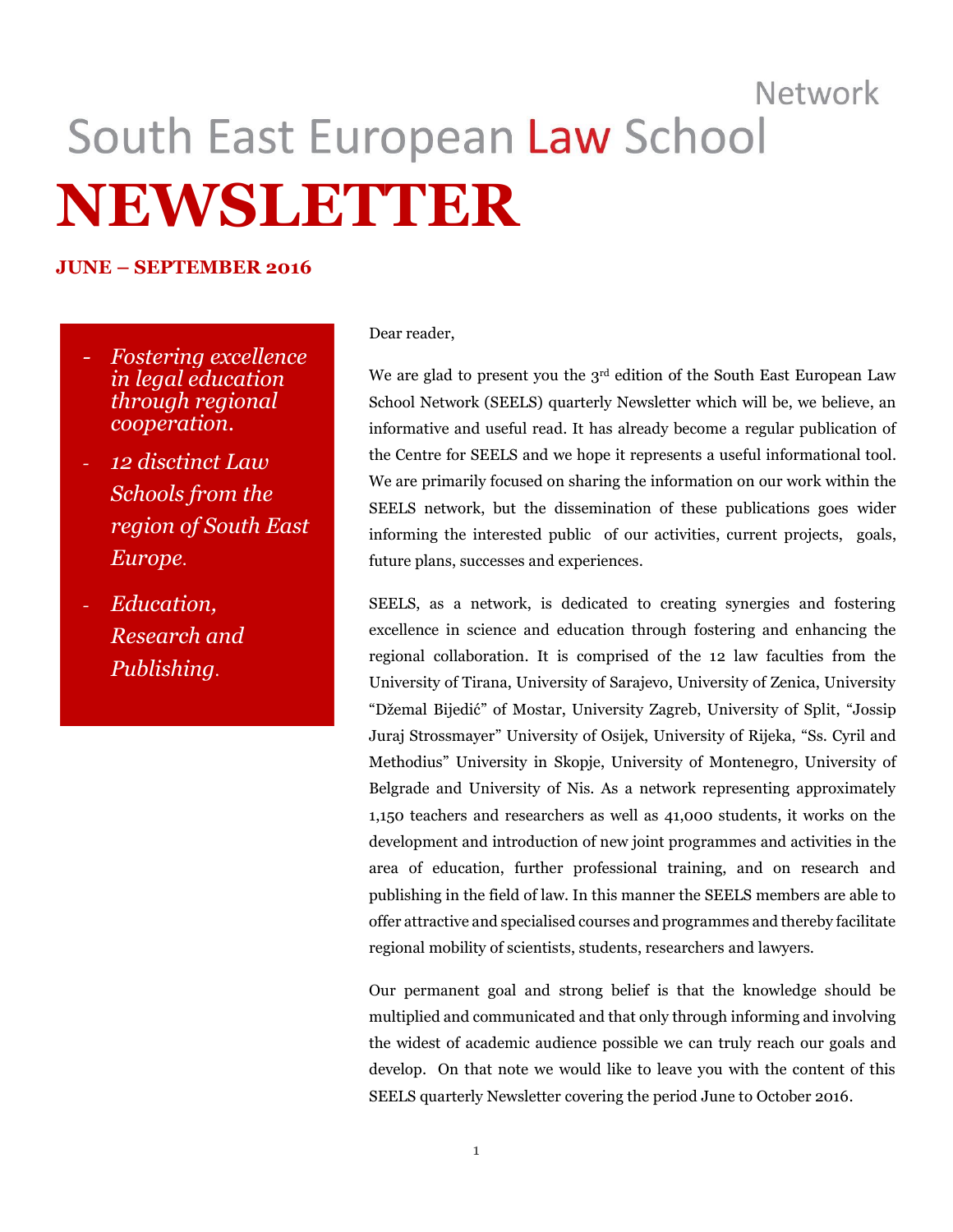Network

# South East European Law School

# NEWSLETTER

**JUNE – SEPTEMBER 2016**

- *Fostering excellence in legal education through regional cooperation.*
- *12 disctinct Law Schools from the region of South East Europe.*
- *Education, Research and Publishing.*

Dear reader,

We are glad to present you the 3rd edition of the South East European Law School Network (SEELS) quarterly Newsletter which will be, we believe, an informative and useful read. It has already become a regular publication of the Centre for SEELS and we hope it represents a useful informational tool. We are primarily focused on sharing the information on our work within the SEELS network, but the dissemination of these publications goes wider informing the interested public of our activities, current projects, goals, future plans, successes and experiences.

SEELS, as a network, is dedicated to creating synergies and fostering excellence in science and education through fostering and enhancing the regional collaboration. It is comprised of the 12 law faculties from the University of Tirana, University of Sarajevo, University of Zenica, University "Džemal Bijedić" of Mostar, University Zagreb, University of Split, "Jossip Juraj Strossmayer" University of Osijek, University of Rijeka, "Ss. Cyril and Methodius" University in Skopje, University of Montenegro, University of Belgrade and University of Nis. As a network representing approximately 1,150 teachers and researchers as well as 41,000 students, it works on the development and introduction of new joint programmes and activities in the area of education, further professional training, and on research and publishing in the field of law. In this manner the SEELS members are able to offer attractive and specialised courses and programmes and thereby facilitate regional mobility of scientists, students, researchers and lawyers.

Our permanent goal and strong belief is that the knowledge should be multiplied and communicated and that only through informing and involving the widest of academic audience possible we can truly reach our goals and develop. On that note we would like to leave you with the content of this SEELS quarterly Newsletter covering the period June to October 2016.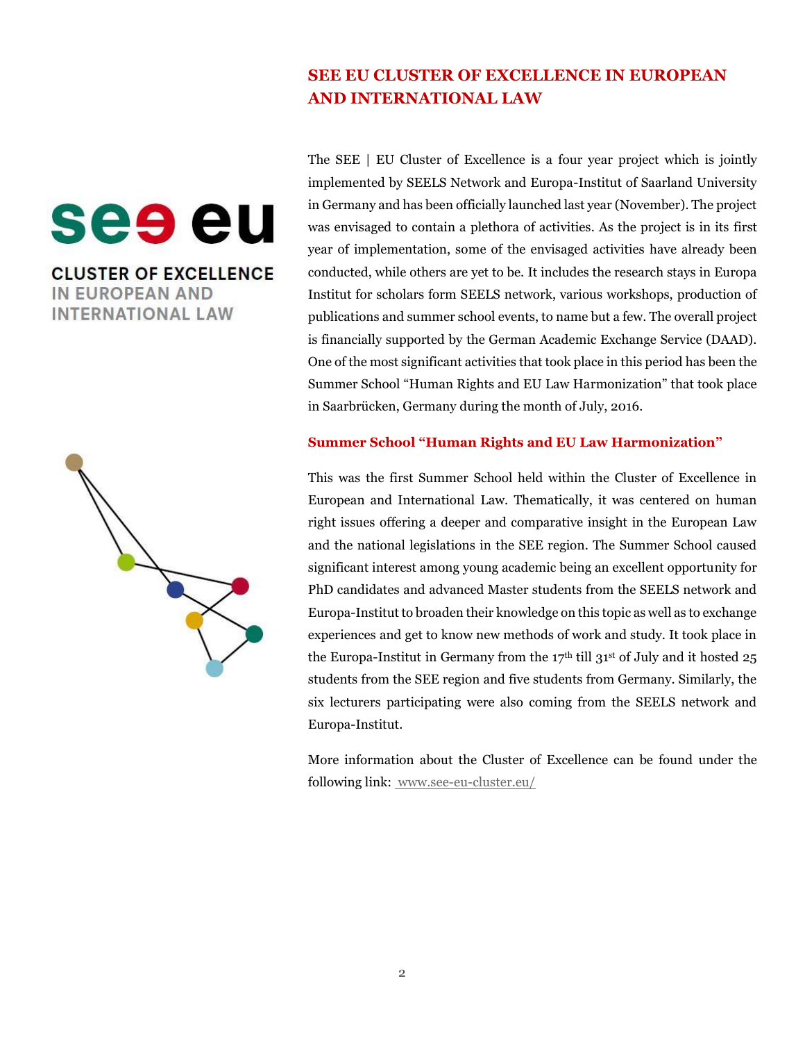## SEE EU CLUSTER OF EXCELLENCE IN EUROPEAN AND INTERNATIONAL LAW

The SEE | EU Cluster of Excellence is a four year project which is jointly implemented by SEELS Network and Europa-Institut of Saarland University in Germany and has been officially launched last year (November). The project was envisaged to contain a plethora of activities. As the project is in its first year of implementation, some of the envisaged activities have already been conducted, while others are yet to be. It includes the research stays in Europa Institut for scholars form SEELS network, various workshops, production of publications and summer school events, to name but a few. The overall project is financially supported by the German Academic Exchange Service (DAAD). One of the most significant activities that took place in this period has been the Summer School "Human Rights and EU Law Harmonization" that took place in Saarbrücken, Germany during the month of July, 2016.

### Summer School "Human Rights and EU Law Harmonization"

This was the first Summer School held within the Cluster of Excellence in European and International Law. Thematically, it was centered on human right issues offering a deeper and comparative insight in the European Law and the national legislations in the SEE region. The Summer School caused significant interest among young academic being an excellent opportunity for PhD candidates and advanced Master students from the SEELS network and Europa-Institut to broaden their knowledge on this topic as well as to exchange experiences and get to know new methods of work and study. It took place in the Europa-Institut in Germany from the 17th till 31st of July and it hosted 25 students from the SEE region and five students from Germany. Similarly, the six lecturers participating were also coming from the SEELS network and Europa-Institut.

More information about the Cluster of Excellence can be found under the following link: www.see-eu-cluster.eu/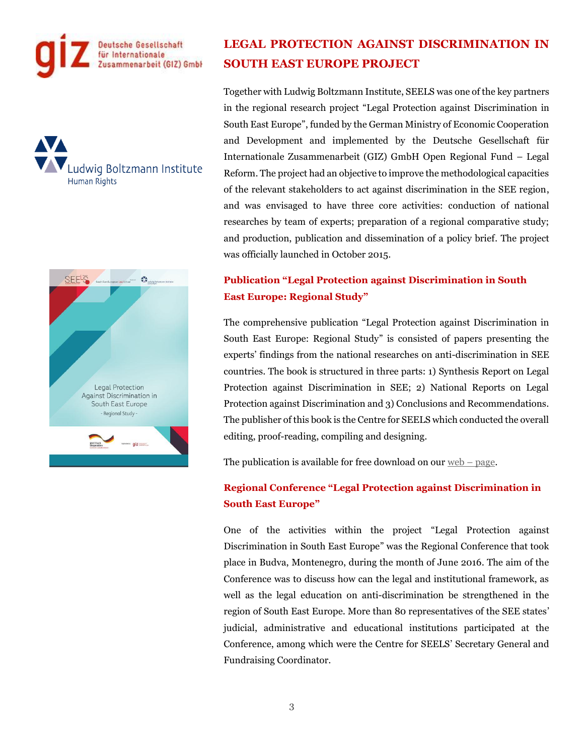## LEGAL PROTECTION AGAINST DISCRIMINATION IN SOUTH EAST EUROPE PROJECT

Together with Ludwig Boltzmann Institute, SEELS was one of the key partners in the regional research project "Legal Protection against Discrimination in South East Europe", funded by the German Ministry of Economic Cooperation and Development and implemented by the Deutsche Gesellschaft für Internationale Zusammenarbeit (GIZ) GmbH Open Regional Fund – Legal Reform. The project had an objective to improve the methodological capacities of the relevant stakeholders to act against discrimination in the SEE region, and was envisaged to have three core activities: conduction of national researches by team of experts; preparation of a regional comparative study; and production, publication and dissemination of a policy brief. The project was officially launched in October 2015.

### Publication "Legal Protection against Discrimination in South East Europe: Regional Study"

The comprehensive publication "Legal Protection against Discrimination in South East Europe: Regional Study" is consisted of papers presenting the experts' findings from the national researches on anti-discrimination in SEE countries. The book is structured in three parts: 1) Synthesis Report on Legal Protection against Discrimination in SEE; 2) National Reports on Legal Protection against Discrimination and 3) Conclusions and Recommendations. The publisher of this book is the Centre for SEELS which conducted the overall editing, proof-reading, compiling and designing.

The publication is available for free download on our web – page.

### Regional Conference "Legal Protection against Discrimination in South East Europe"

One of the activities within the project "Legal Protection against Discrimination in South East Europe" was the Regional Conference that took place in Budva, Montenegro, during the month of June 2016. The aim of the Conference was to discuss how can the legal and institutional framework, as well as the legal education on anti-discrimination be strengthened in the region of South East Europe. More than 80 representatives of the SEE states' judicial, administrative and educational institutions participated at the Conference, among which were the Centre for SEELS' Secretary General and Fundraising Coordinator.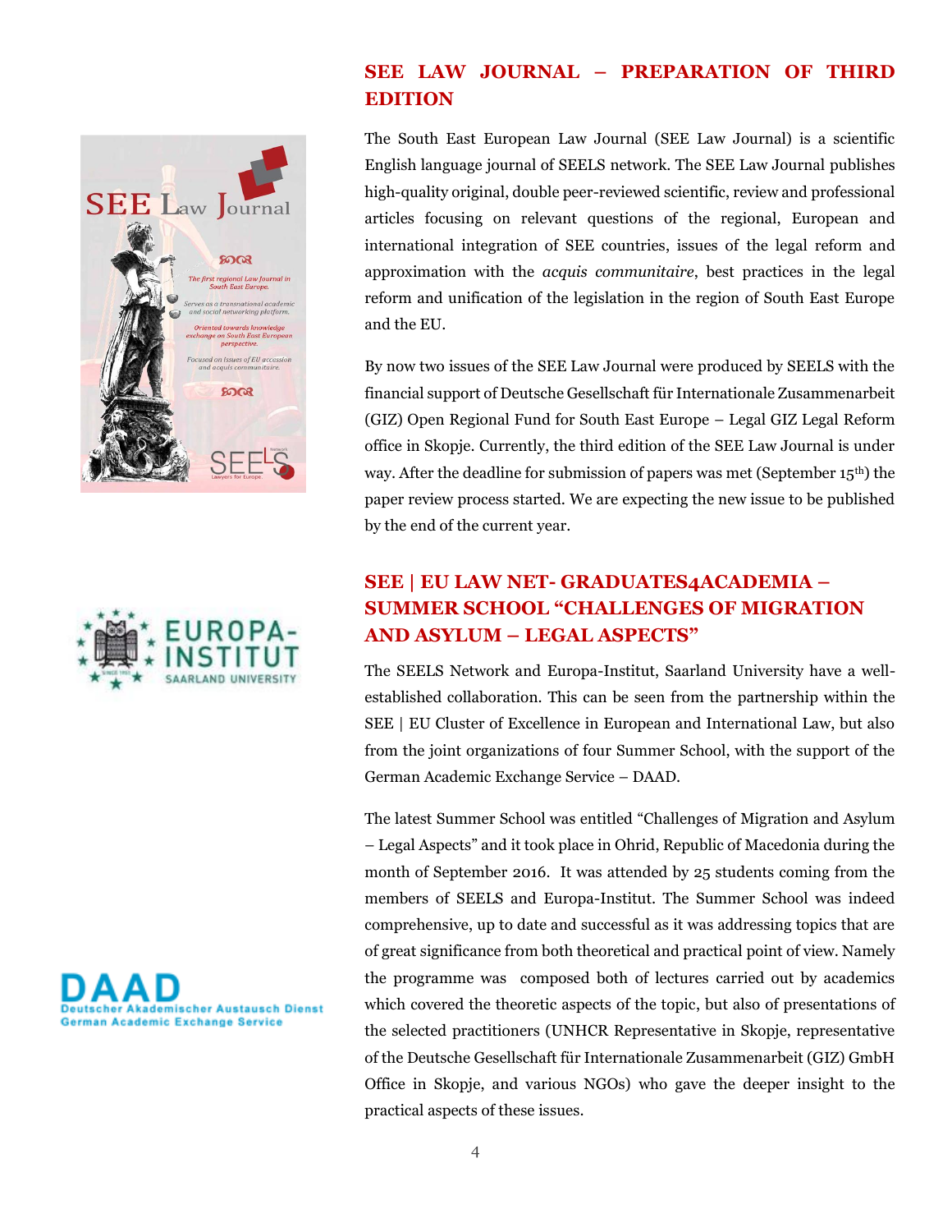## SEE LAW JOURNAL – PREPARATION OF THIRD EDITION

The South East European Law Journal (SEE Law Journal) is a scientific English language journal of SEELS network. The SEE Law Journal publishes high-quality original, double peer-reviewed scientific, review and professional articles focusing on relevant questions of the regional, European and international integration of SEE countries, issues of the legal reform and approximation with the *acquis communitaire*, best practices in the legal reform and unification of the legislation in the region of South East Europe and the EU.

By now two issues of the SEE Law Journal were produced by SEELS with the financial support of Deutsche Gesellschaft für Internationale Zusammenarbeit (GIZ) Open Regional Fund for South East Europe – Legal GIZ Legal Reform office in Skopje. Currently, the third edition of the SEE Law Journal is under way. After the deadline for submission of papers was met (September 15th) the paper review process started. We are expecting the new issue to be published by the end of the current year.

## SEE | EU LAW NET- GRADUATES4ACADEMIA – SUMMER SCHOOL "CHALLENGES OF MIGRATION AND ASYLUM – LEGAL ASPECTS"

The SEELS Network and Europa-Institut, Saarland University have a well-established collaboration. This can be seen from the partnership within the SEE | EU Cluster of Excellence in European and International Law, but also from the joint organizations of four Summer School, with the support of the German Academic Exchange Service – DAAD.

The latest Summer School was entitled "Challenges of Migration and Asylum – Legal Aspects" and it took place in Ohrid, Republic of Macedonia during the month of September 2016. It was attended by 25 students coming from the members of SEELS and Europa-Institut. The Summer School was indeed comprehensive, up to date and successful as it was addressing topics that are of great significance from both theoretical and practical point of view. Namely the programme was composed both of lectures carried out by academics which covered the theoretic aspects of the topic, but also of presentations of the selected practitioners (UNHCR Representative in Skopje, representative of the Deutsche Gesellschaft für Internationale Zusammenarbeit (GIZ) GmbH Office in Skopje, and various NGOs) who gave the deeper insight to the practical aspects of these issues.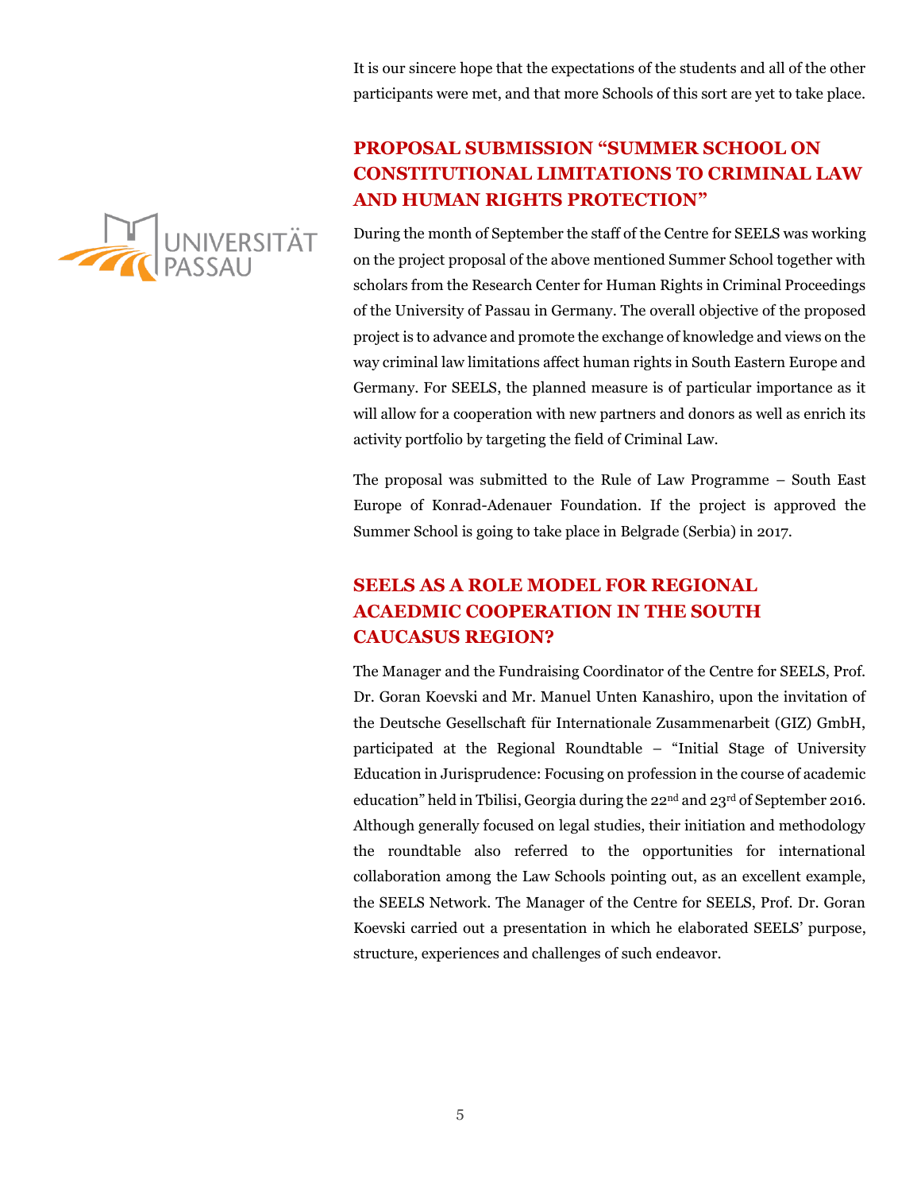It is our sincere hope that the expectations of the students and all of the other participants were met, and that more Schools of this sort are yet to take place.

## PROPOSAL SUBMISSION "SUMMER SCHOOL ON CONSTITUTIONAL LIMITATIONS TO CRIMINAL LAW AND HUMAN RIGHTS PROTECTION"

During the month of September the staff of the Centre for SEELS was working on the project proposal of the above mentioned Summer School together with scholars from the Research Center for Human Rights in Criminal Proceedings of the University of Passau in Germany. The overall objective of the proposed project is to advance and promote the exchange of knowledge and views on the way criminal law limitations affect human rights in South Eastern Europe and Germany. For SEELS, the planned measure is of particular importance as it will allow for a cooperation with new partners and donors as well as enrich its activity portfolio by targeting the field of Criminal Law.

The proposal was submitted to the Rule of Law Programme – South East Europe of Konrad-Adenauer Foundation. If the project is approved the Summer School is going to take place in Belgrade (Serbia) in 2017.

## SEELS AS A ROLE MODEL FOR REGIONAL ACAEDMIC COOPERATION IN THE SOUTH CAUCASUS REGION?

The Manager and the Fundraising Coordinator of the Centre for SEELS, Prof. Dr. Goran Koevski and Mr. Manuel Unten Kanashiro, upon the invitation of the Deutsche Gesellschaft für Internationale Zusammenarbeit (GIZ) GmbH, participated at the Regional Roundtable – "Initial Stage of University Education in Jurisprudence: Focusing on profession in the course of academic education" held in Tbilisi, Georgia during the 22nd and 23rd of September 2016. Although generally focused on legal studies, their initiation and methodology the roundtable also referred to the opportunities for international collaboration among the Law Schools pointing out, as an excellent example, the SEELS Network. The Manager of the Centre for SEELS, Prof. Dr. Goran Koevski carried out a presentation in which he elaborated SEELS' purpose, structure, experiences and challenges of such endeavor.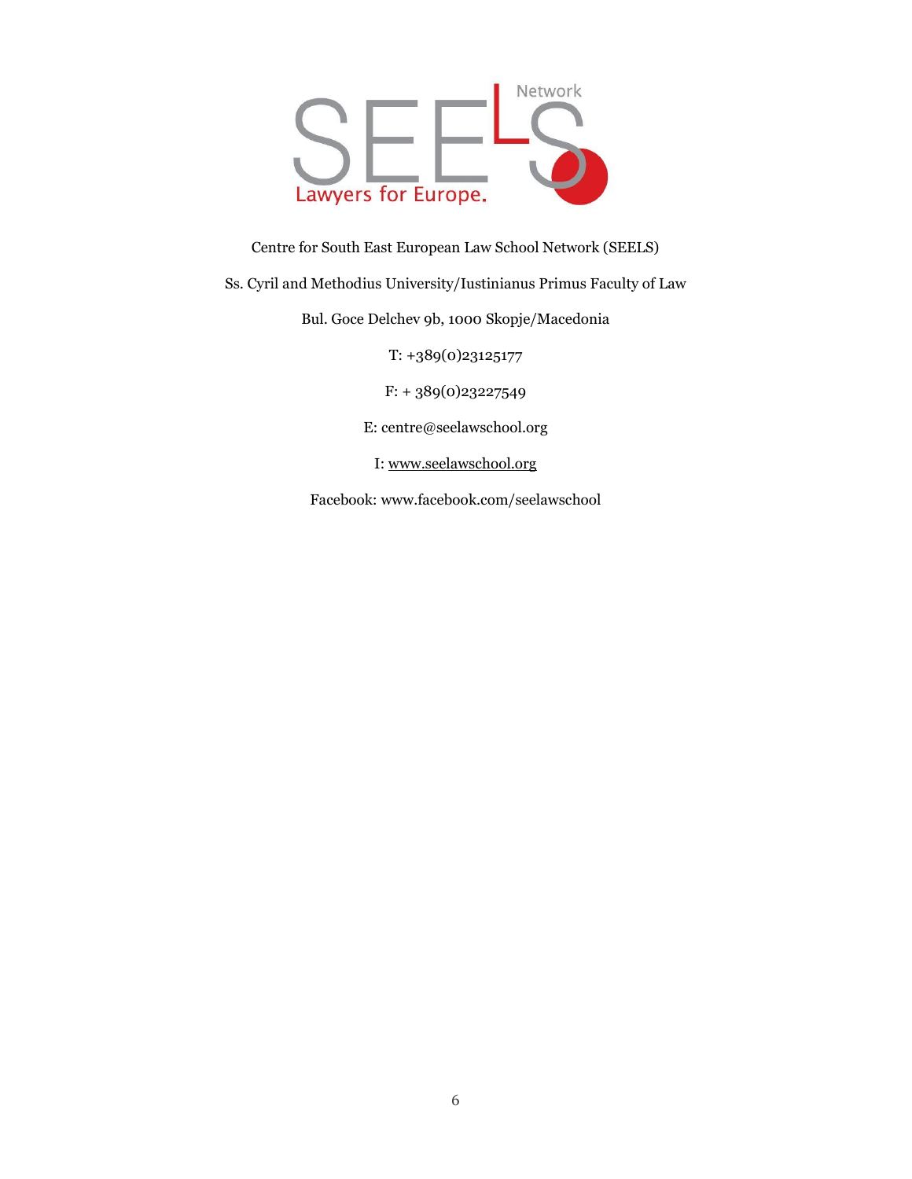Centre for South East European Law School Network (SEELS)

Ss. Cyril and Methodius University/Iustinianus Primus Faculty of Law

Bul. Goce Delchev 9b, 1000 Skopje/Macedonia

T: +389(0)23125177

F: + 389(0)23227549

E: centre@seelawschool.org

I: www.seelawschool.org

Facebook: www.facebook.com/seelawschool